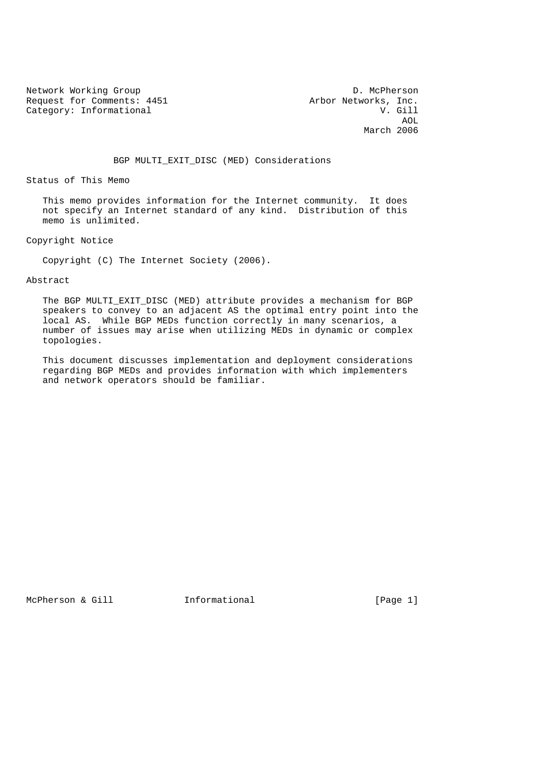Network Working Group D. McPherson
Request for Comments: 4451 Arbor Networks, Inc.
Category: Informational V. Gill
AOL
March 2006

# BGP MULTI_EXIT_DISC (MED) Considerations

## Status of This Memo

This memo provides information for the Internet community. It does not specify an Internet standard of any kind. Distribution of this memo is unlimited.

## Copyright Notice

Copyright (C) The Internet Society (2006).

## Abstract

The BGP MULTI_EXIT_DISC (MED) attribute provides a mechanism for BGP speakers to convey to an adjacent AS the optimal entry point into the local AS. While BGP MEDs function correctly in many scenarios, a number of issues may arise when utilizing MEDs in dynamic or complex topologies.

This document discusses implementation and deployment considerations regarding BGP MEDs and provides information with which implementers and network operators should be familiar.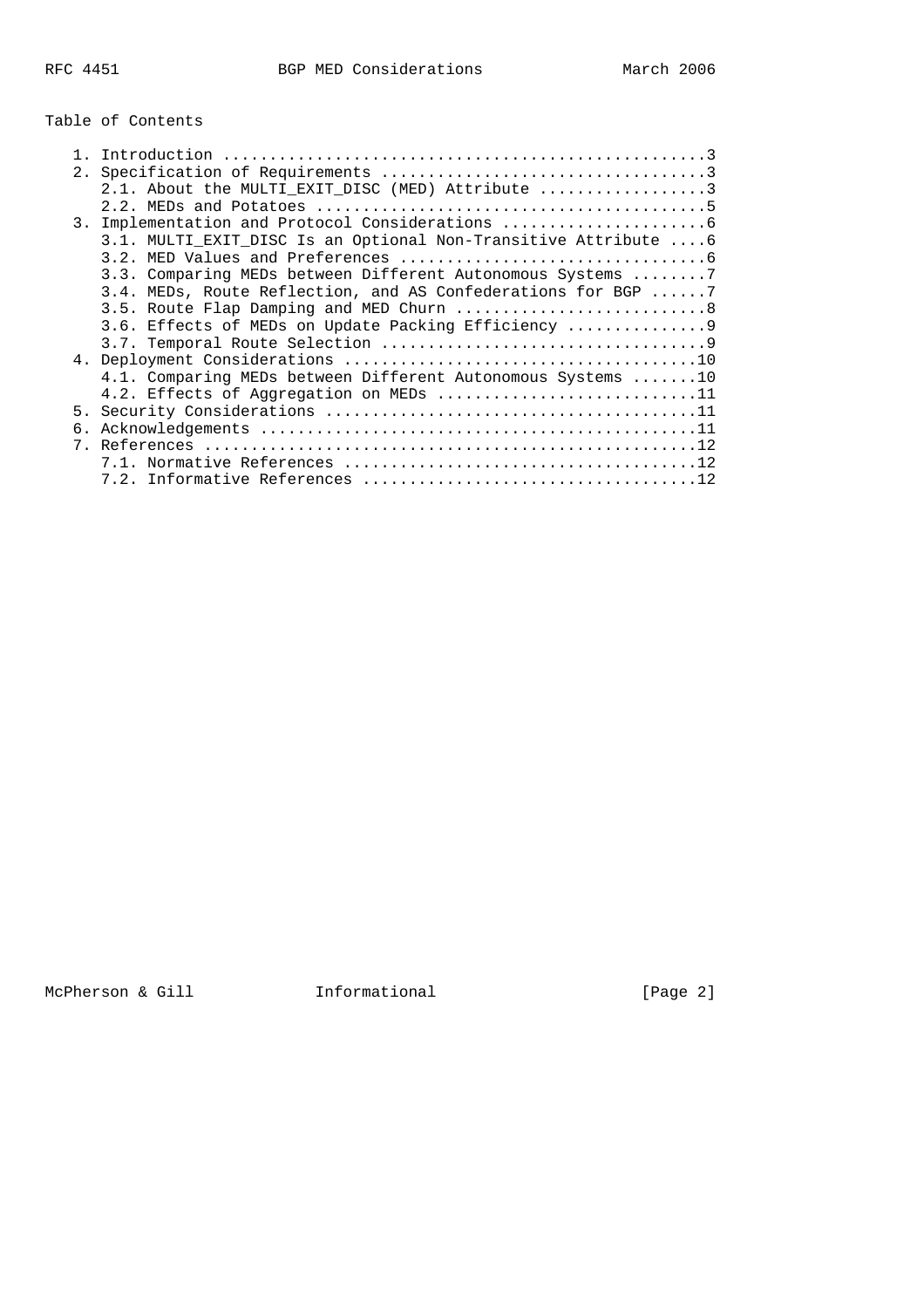Table of Contents

```
   1. Introduction ....................................................3
   2. Specification of Requirements ...................................3
      2.1. About the MULTI_EXIT_DISC (MED) Attribute ..................3
      2.2. MEDs and Potatoes ..........................................5
   3. Implementation and Protocol Considerations ......................6
      3.1. MULTI_EXIT_DISC Is an Optional Non-Transitive Attribute ....6
      3.2. MED Values and Preferences .................................6
      3.3. Comparing MEDs between Different Autonomous Systems ........7
      3.4. MEDs, Route Reflection, and AS Confederations for BGP ......7
      3.5. Route Flap Damping and MED Churn ...........................8
      3.6. Effects of MEDs on Update Packing Efficiency ...............9
      3.7. Temporal Route Selection ...................................9
   4. Deployment Considerations .......................................10
      4.1. Comparing MEDs between Different Autonomous Systems .......10
      4.2. Effects of Aggregation on MEDs ............................11
   5. Security Considerations ........................................11
   6. Acknowledgements ...............................................11
   7. References .....................................................12
      7.1. Normative References ......................................12
      7.2. Informative References ....................................12
```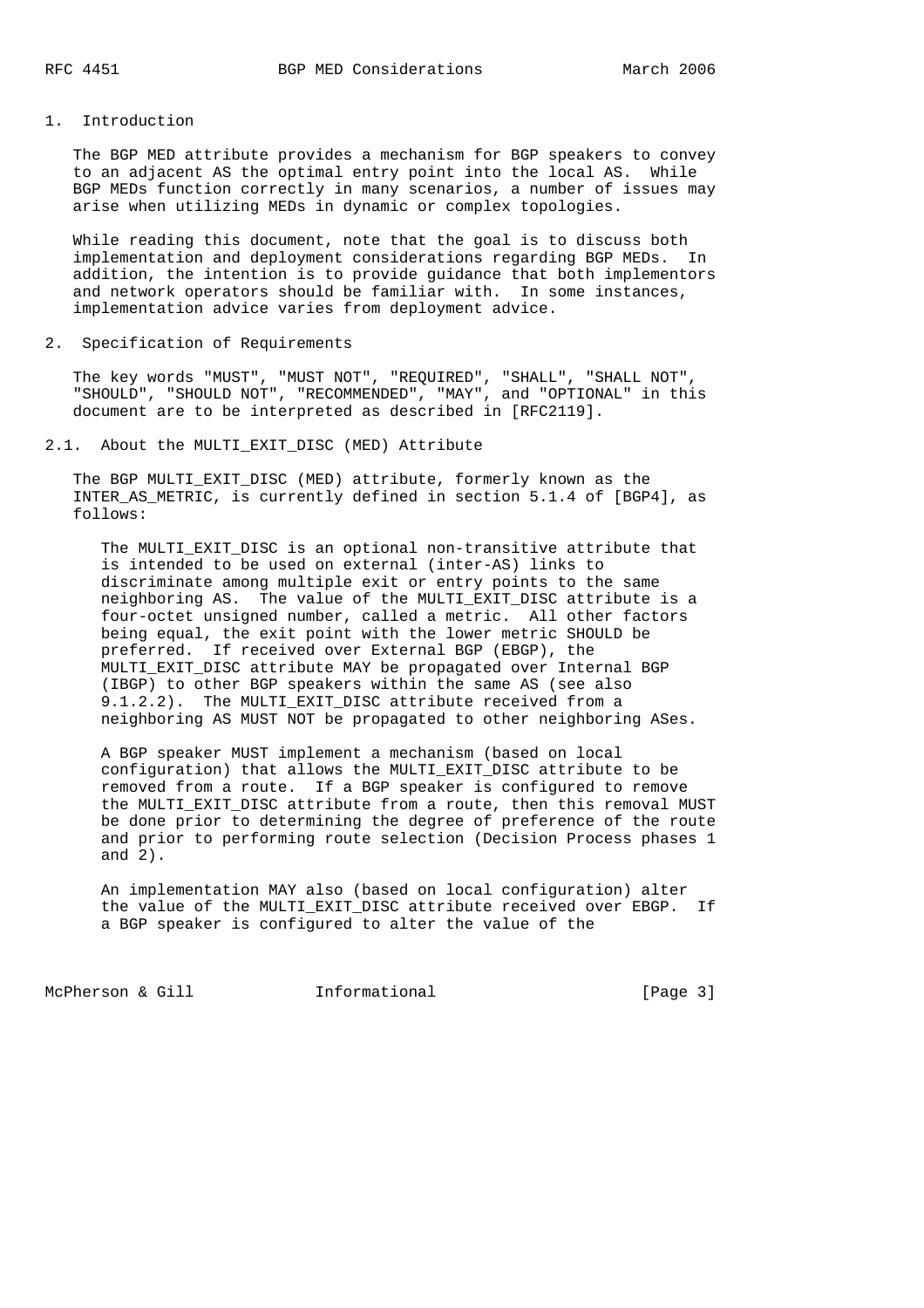## 1. Introduction

The BGP MED attribute provides a mechanism for BGP speakers to convey to an adjacent AS the optimal entry point into the local AS. While BGP MEDs function correctly in many scenarios, a number of issues may arise when utilizing MEDs in dynamic or complex topologies.

While reading this document, note that the goal is to discuss both implementation and deployment considerations regarding BGP MEDs. In addition, the intention is to provide guidance that both implementors and network operators should be familiar with. In some instances, implementation advice varies from deployment advice.

## 2. Specification of Requirements

The key words "MUST", "MUST NOT", "REQUIRED", "SHALL", "SHALL NOT", "SHOULD", "SHOULD NOT", "RECOMMENDED", "MAY", and "OPTIONAL" in this document are to be interpreted as described in [RFC2119].

### 2.1. About the MULTI_EXIT_DISC (MED) Attribute

The BGP MULTI_EXIT_DISC (MED) attribute, formerly known as the INTER_AS_METRIC, is currently defined in section 5.1.4 of [BGP4], as follows:

> The MULTI_EXIT_DISC is an optional non-transitive attribute that is intended to be used on external (inter-AS) links to discriminate among multiple exit or entry points to the same neighboring AS. The value of the MULTI_EXIT_DISC attribute is a four-octet unsigned number, called a metric. All other factors being equal, the exit point with the lower metric SHOULD be preferred. If received over External BGP (EBGP), the MULTI_EXIT_DISC attribute MAY be propagated over Internal BGP (IBGP) to other BGP speakers within the same AS (see also 9.1.2.2). The MULTI_EXIT_DISC attribute received from a neighboring AS MUST NOT be propagated to other neighboring ASes.
>
> A BGP speaker MUST implement a mechanism (based on local configuration) that allows the MULTI_EXIT_DISC attribute to be removed from a route. If a BGP speaker is configured to remove the MULTI_EXIT_DISC attribute from a route, then this removal MUST be done prior to determining the degree of preference of the route and prior to performing route selection (Decision Process phases 1 and 2).
>
> An implementation MAY also (based on local configuration) alter the value of the MULTI_EXIT_DISC attribute received over EBGP. If a BGP speaker is configured to alter the value of the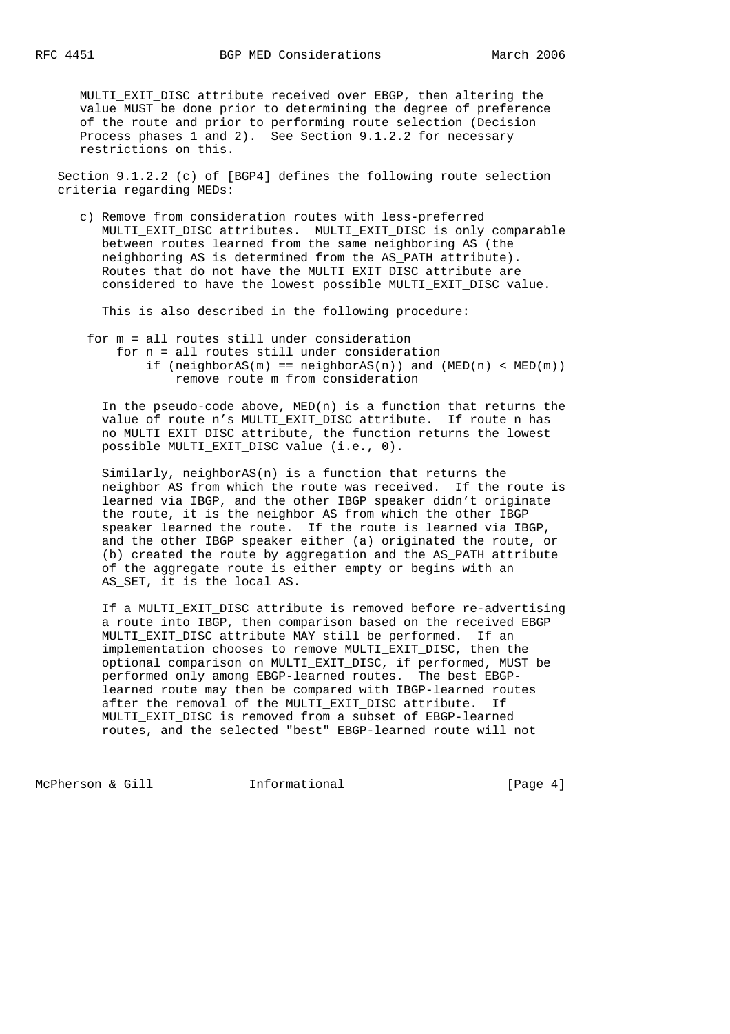MULTI_EXIT_DISC attribute received over EBGP, then altering the value MUST be done prior to determining the degree of preference of the route and prior to performing route selection (Decision Process phases 1 and 2). See Section 9.1.2.2 for necessary restrictions on this.

Section 9.1.2.2 (c) of [BGP4] defines the following route selection criteria regarding MEDs:

c) Remove from consideration routes with less-preferred MULTI_EXIT_DISC attributes. MULTI_EXIT_DISC is only comparable between routes learned from the same neighboring AS (the neighboring AS is determined from the AS_PATH attribute). Routes that do not have the MULTI_EXIT_DISC attribute are considered to have the lowest possible MULTI_EXIT_DISC value.

   This is also described in the following procedure:

```
for m = all routes still under consideration
    for n = all routes still under consideration
        if (neighborAS(m) == neighborAS(n)) and (MED(n) < MED(m))
            remove route m from consideration
```

   In the pseudo-code above, MED(n) is a function that returns the value of route n's MULTI_EXIT_DISC attribute. If route n has no MULTI_EXIT_DISC attribute, the function returns the lowest possible MULTI_EXIT_DISC value (i.e., 0).

   Similarly, neighborAS(n) is a function that returns the neighbor AS from which the route was received. If the route is learned via IBGP, and the other IBGP speaker didn't originate the route, it is the neighbor AS from which the other IBGP speaker learned the route. If the route is learned via IBGP, and the other IBGP speaker either (a) originated the route, or (b) created the route by aggregation and the AS_PATH attribute of the aggregate route is either empty or begins with an AS_SET, it is the local AS.

   If a MULTI_EXIT_DISC attribute is removed before re-advertising a route into IBGP, then comparison based on the received EBGP MULTI_EXIT_DISC attribute MAY still be performed. If an implementation chooses to remove MULTI_EXIT_DISC, then the optional comparison on MULTI_EXIT_DISC, if performed, MUST be performed only among EBGP-learned routes. The best EBGP-learned route may then be compared with IBGP-learned routes after the removal of the MULTI_EXIT_DISC attribute. If MULTI_EXIT_DISC is removed from a subset of EBGP-learned routes, and the selected "best" EBGP-learned route will not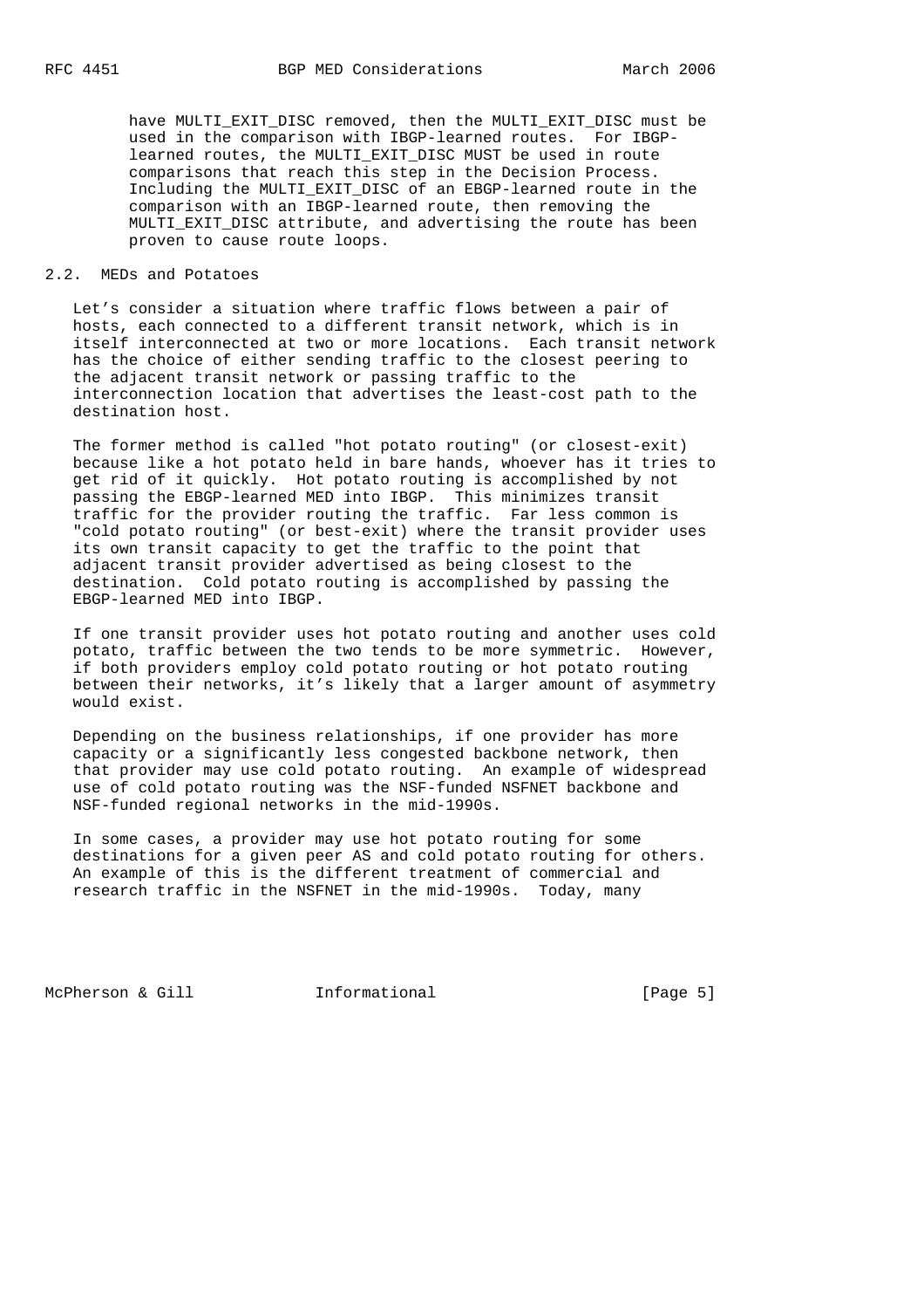have MULTI_EXIT_DISC removed, then the MULTI_EXIT_DISC must be used in the comparison with IBGP-learned routes. For IBGP-learned routes, the MULTI_EXIT_DISC MUST be used in route comparisons that reach this step in the Decision Process. Including the MULTI_EXIT_DISC of an EBGP-learned route in the comparison with an IBGP-learned route, then removing the MULTI_EXIT_DISC attribute, and advertising the route has been proven to cause route loops.

## 2.2. MEDs and Potatoes

Let's consider a situation where traffic flows between a pair of hosts, each connected to a different transit network, which is in itself interconnected at two or more locations. Each transit network has the choice of either sending traffic to the closest peering to the adjacent transit network or passing traffic to the interconnection location that advertises the least-cost path to the destination host.

The former method is called "hot potato routing" (or closest-exit) because like a hot potato held in bare hands, whoever has it tries to get rid of it quickly. Hot potato routing is accomplished by not passing the EBGP-learned MED into IBGP. This minimizes transit traffic for the provider routing the traffic. Far less common is "cold potato routing" (or best-exit) where the transit provider uses its own transit capacity to get the traffic to the point that adjacent transit provider advertised as being closest to the destination. Cold potato routing is accomplished by passing the EBGP-learned MED into IBGP.

If one transit provider uses hot potato routing and another uses cold potato, traffic between the two tends to be more symmetric. However, if both providers employ cold potato routing or hot potato routing between their networks, it's likely that a larger amount of asymmetry would exist.

Depending on the business relationships, if one provider has more capacity or a significantly less congested backbone network, then that provider may use cold potato routing. An example of widespread use of cold potato routing was the NSF-funded NSFNET backbone and NSF-funded regional networks in the mid-1990s.

In some cases, a provider may use hot potato routing for some destinations for a given peer AS and cold potato routing for others. An example of this is the different treatment of commercial and research traffic in the NSFNET in the mid-1990s. Today, many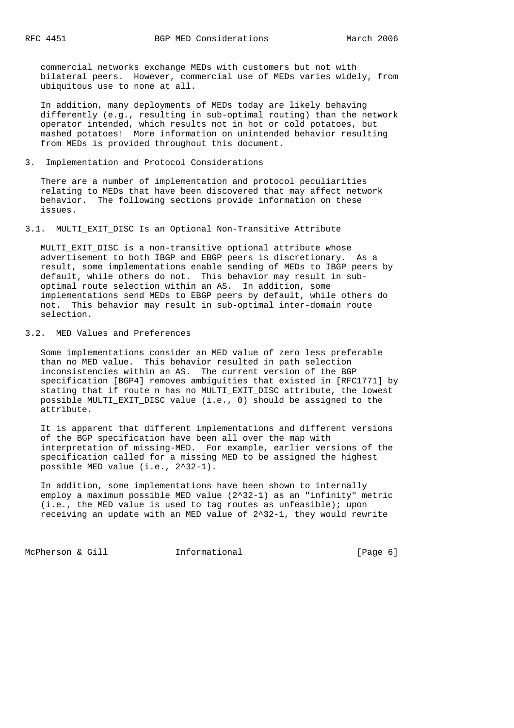commercial networks exchange MEDs with customers but not with bilateral peers. However, commercial use of MEDs varies widely, from ubiquitous use to none at all.

In addition, many deployments of MEDs today are likely behaving differently (e.g., resulting in sub-optimal routing) than the network operator intended, which results not in hot or cold potatoes, but mashed potatoes! More information on unintended behavior resulting from MEDs is provided throughout this document.

## 3. Implementation and Protocol Considerations

There are a number of implementation and protocol peculiarities relating to MEDs that have been discovered that may affect network behavior. The following sections provide information on these issues.

### 3.1. MULTI_EXIT_DISC Is an Optional Non-Transitive Attribute

MULTI_EXIT_DISC is a non-transitive optional attribute whose advertisement to both IBGP and EBGP peers is discretionary. As a result, some implementations enable sending of MEDs to IBGP peers by default, while others do not. This behavior may result in sub-optimal route selection within an AS. In addition, some implementations send MEDs to EBGP peers by default, while others do not. This behavior may result in sub-optimal inter-domain route selection.

### 3.2. MED Values and Preferences

Some implementations consider an MED value of zero less preferable than no MED value. This behavior resulted in path selection inconsistencies within an AS. The current version of the BGP specification [BGP4] removes ambiguities that existed in [RFC1771] by stating that if route n has no MULTI_EXIT_DISC attribute, the lowest possible MULTI_EXIT_DISC value (i.e., 0) should be assigned to the attribute.

It is apparent that different implementations and different versions of the BGP specification have been all over the map with interpretation of missing-MED. For example, earlier versions of the specification called for a missing MED to be assigned the highest possible MED value (i.e., $2^{32}-1$).

In addition, some implementations have been shown to internally employ a maximum possible MED value ($2^{32}-1$) as an "infinity" metric (i.e., the MED value is used to tag routes as unfeasible); upon receiving an update with an MED value of $2^{32}-1$, they would rewrite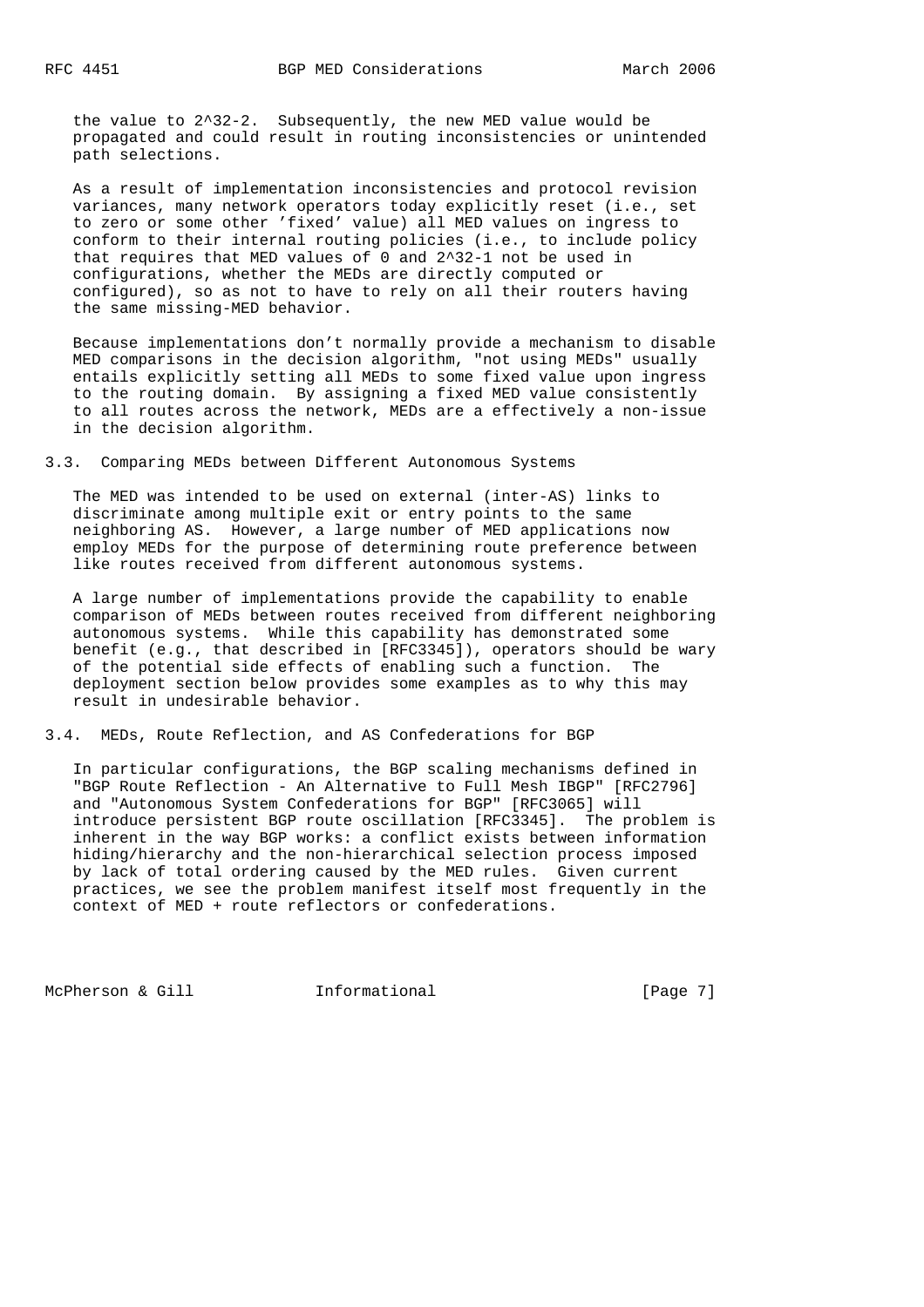the value to $2^{32}-2$. Subsequently, the new MED value would be propagated and could result in routing inconsistencies or unintended path selections.

As a result of implementation inconsistencies and protocol revision variances, many network operators today explicitly reset (i.e., set to zero or some other 'fixed' value) all MED values on ingress to conform to their internal routing policies (i.e., to include policy that requires that MED values of 0 and $2^{32}-1$ not be used in configurations, whether the MEDs are directly computed or configured), so as not to have to rely on all their routers having the same missing-MED behavior.

Because implementations don't normally provide a mechanism to disable MED comparisons in the decision algorithm, "not using MEDs" usually entails explicitly setting all MEDs to some fixed value upon ingress to the routing domain. By assigning a fixed MED value consistently to all routes across the network, MEDs are a effectively a non-issue in the decision algorithm.

### 3.3. Comparing MEDs between Different Autonomous Systems

The MED was intended to be used on external (inter-AS) links to discriminate among multiple exit or entry points to the same neighboring AS. However, a large number of MED applications now employ MEDs for the purpose of determining route preference between like routes received from different autonomous systems.

A large number of implementations provide the capability to enable comparison of MEDs between routes received from different neighboring autonomous systems. While this capability has demonstrated some benefit (e.g., that described in [RFC3345]), operators should be wary of the potential side effects of enabling such a function. The deployment section below provides some examples as to why this may result in undesirable behavior.

### 3.4. MEDs, Route Reflection, and AS Confederations for BGP

In particular configurations, the BGP scaling mechanisms defined in "BGP Route Reflection - An Alternative to Full Mesh IBGP" [RFC2796] and "Autonomous System Confederations for BGP" [RFC3065] will introduce persistent BGP route oscillation [RFC3345]. The problem is inherent in the way BGP works: a conflict exists between information hiding/hierarchy and the non-hierarchical selection process imposed by lack of total ordering caused by the MED rules. Given current practices, we see the problem manifest itself most frequently in the context of MED + route reflectors or confederations.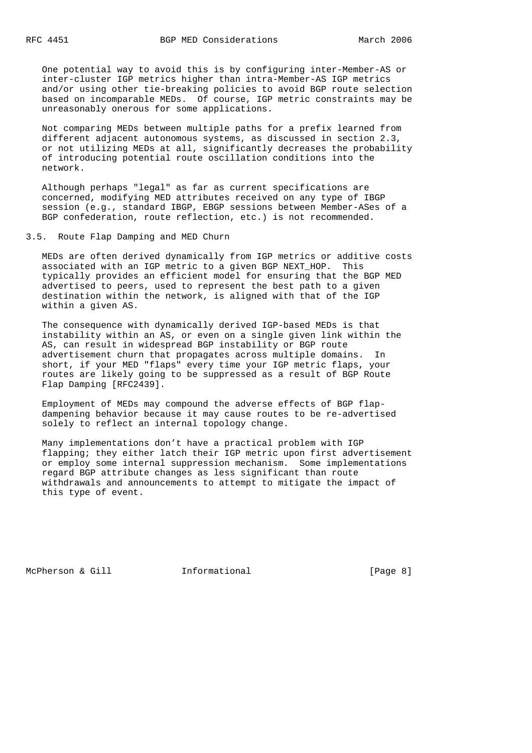One potential way to avoid this is by configuring inter-Member-AS or inter-cluster IGP metrics higher than intra-Member-AS IGP metrics and/or using other tie-breaking policies to avoid BGP route selection based on incomparable MEDs. Of course, IGP metric constraints may be unreasonably onerous for some applications.

Not comparing MEDs between multiple paths for a prefix learned from different adjacent autonomous systems, as discussed in section 2.3, or not utilizing MEDs at all, significantly decreases the probability of introducing potential route oscillation conditions into the network.

Although perhaps "legal" as far as current specifications are concerned, modifying MED attributes received on any type of IBGP session (e.g., standard IBGP, EBGP sessions between Member-ASes of a BGP confederation, route reflection, etc.) is not recommended.

### 3.5. Route Flap Damping and MED Churn

MEDs are often derived dynamically from IGP metrics or additive costs associated with an IGP metric to a given BGP NEXT_HOP. This typically provides an efficient model for ensuring that the BGP MED advertised to peers, used to represent the best path to a given destination within the network, is aligned with that of the IGP within a given AS.

The consequence with dynamically derived IGP-based MEDs is that instability within an AS, or even on a single given link within the AS, can result in widespread BGP instability or BGP route advertisement churn that propagates across multiple domains. In short, if your MED "flaps" every time your IGP metric flaps, your routes are likely going to be suppressed as a result of BGP Route Flap Damping [RFC2439].

Employment of MEDs may compound the adverse effects of BGP flap-dampening behavior because it may cause routes to be re-advertised solely to reflect an internal topology change.

Many implementations don't have a practical problem with IGP flapping; they either latch their IGP metric upon first advertisement or employ some internal suppression mechanism. Some implementations regard BGP attribute changes as less significant than route withdrawals and announcements to attempt to mitigate the impact of this type of event.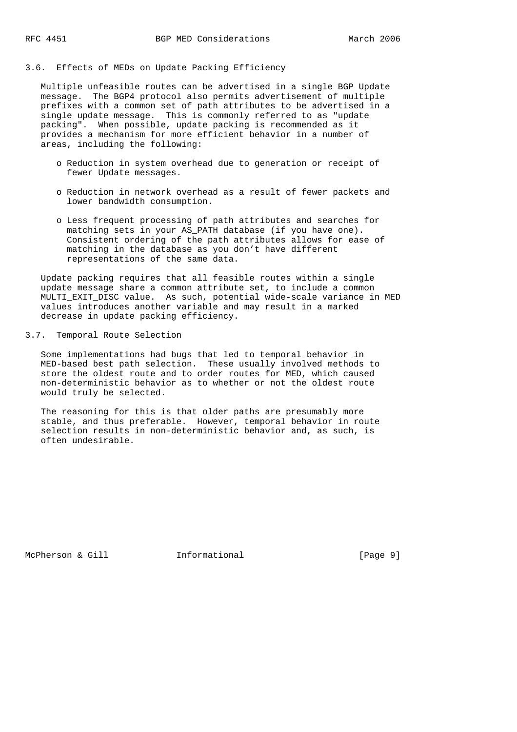## 3.6. Effects of MEDs on Update Packing Efficiency

Multiple unfeasible routes can be advertised in a single BGP Update message. The BGP4 protocol also permits advertisement of multiple prefixes with a common set of path attributes to be advertised in a single update message. This is commonly referred to as "update packing". When possible, update packing is recommended as it provides a mechanism for more efficient behavior in a number of areas, including the following:

- Reduction in system overhead due to generation or receipt of fewer Update messages.
- Reduction in network overhead as a result of fewer packets and lower bandwidth consumption.
- Less frequent processing of path attributes and searches for matching sets in your AS_PATH database (if you have one). Consistent ordering of the path attributes allows for ease of matching in the database as you don't have different representations of the same data.

Update packing requires that all feasible routes within a single update message share a common attribute set, to include a common MULTI_EXIT_DISC value. As such, potential wide-scale variance in MED values introduces another variable and may result in a marked decrease in update packing efficiency.

## 3.7. Temporal Route Selection

Some implementations had bugs that led to temporal behavior in MED-based best path selection. These usually involved methods to store the oldest route and to order routes for MED, which caused non-deterministic behavior as to whether or not the oldest route would truly be selected.

The reasoning for this is that older paths are presumably more stable, and thus preferable. However, temporal behavior in route selection results in non-deterministic behavior and, as such, is often undesirable.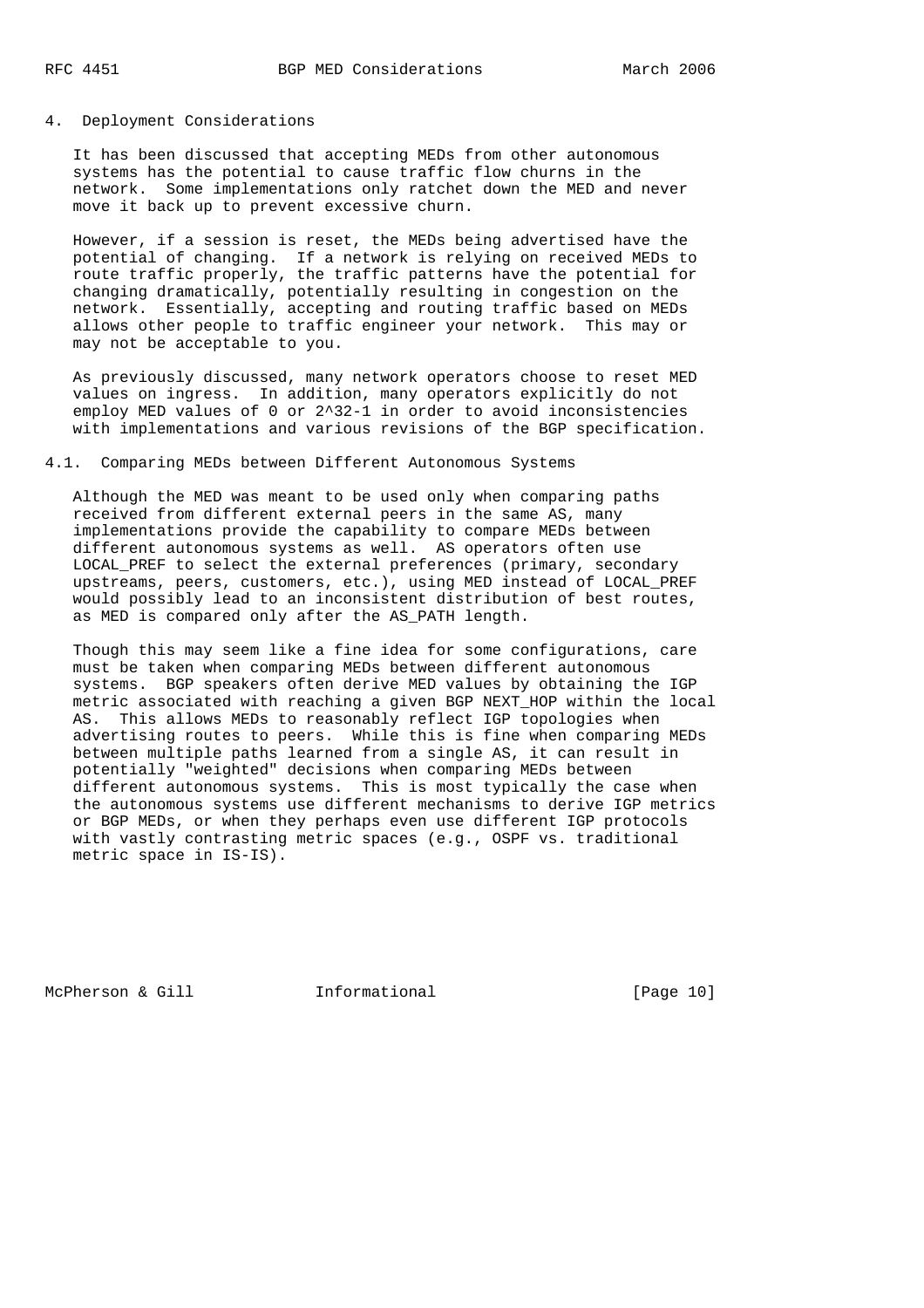## 4. Deployment Considerations

It has been discussed that accepting MEDs from other autonomous systems has the potential to cause traffic flow churns in the network. Some implementations only ratchet down the MED and never move it back up to prevent excessive churn.

However, if a session is reset, the MEDs being advertised have the potential of changing. If a network is relying on received MEDs to route traffic properly, the traffic patterns have the potential for changing dramatically, potentially resulting in congestion on the network. Essentially, accepting and routing traffic based on MEDs allows other people to traffic engineer your network. This may or may not be acceptable to you.

As previously discussed, many network operators choose to reset MED values on ingress. In addition, many operators explicitly do not employ MED values of 0 or $2^{32}-1$ in order to avoid inconsistencies with implementations and various revisions of the BGP specification.

### 4.1. Comparing MEDs between Different Autonomous Systems

Although the MED was meant to be used only when comparing paths received from different external peers in the same AS, many implementations provide the capability to compare MEDs between different autonomous systems as well. AS operators often use LOCAL_PREF to select the external preferences (primary, secondary upstreams, peers, customers, etc.), using MED instead of LOCAL_PREF would possibly lead to an inconsistent distribution of best routes, as MED is compared only after the AS_PATH length.

Though this may seem like a fine idea for some configurations, care must be taken when comparing MEDs between different autonomous systems. BGP speakers often derive MED values by obtaining the IGP metric associated with reaching a given BGP NEXT_HOP within the local AS. This allows MEDs to reasonably reflect IGP topologies when advertising routes to peers. While this is fine when comparing MEDs between multiple paths learned from a single AS, it can result in potentially "weighted" decisions when comparing MEDs between different autonomous systems. This is most typically the case when the autonomous systems use different mechanisms to derive IGP metrics or BGP MEDs, or when they perhaps even use different IGP protocols with vastly contrasting metric spaces (e.g., OSPF vs. traditional metric space in IS-IS).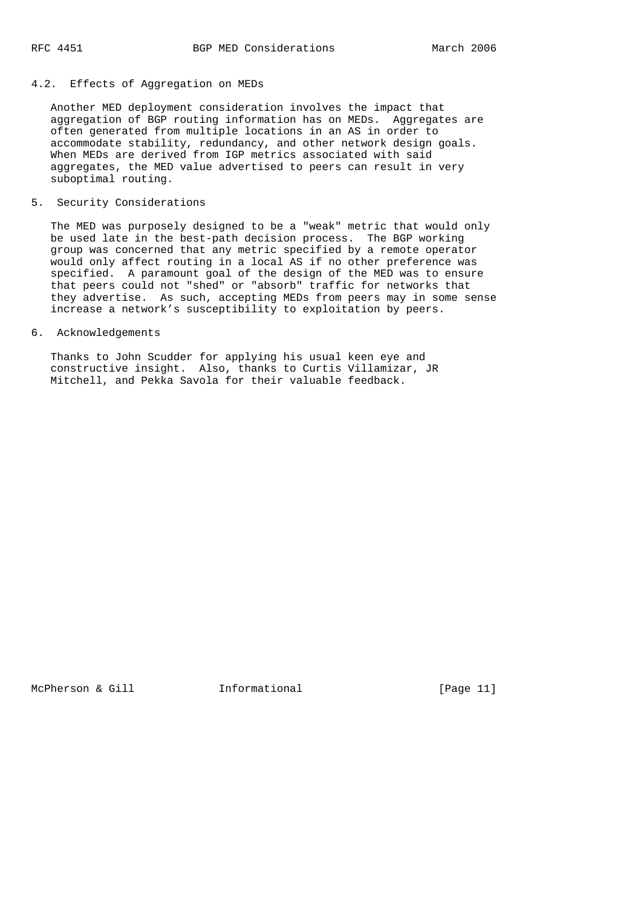### 4.2. Effects of Aggregation on MEDs

Another MED deployment consideration involves the impact that aggregation of BGP routing information has on MEDs. Aggregates are often generated from multiple locations in an AS in order to accommodate stability, redundancy, and other network design goals. When MEDs are derived from IGP metrics associated with said aggregates, the MED value advertised to peers can result in very suboptimal routing.

## 5. Security Considerations

The MED was purposely designed to be a "weak" metric that would only be used late in the best-path decision process. The BGP working group was concerned that any metric specified by a remote operator would only affect routing in a local AS if no other preference was specified. A paramount goal of the design of the MED was to ensure that peers could not "shed" or "absorb" traffic for networks that they advertise. As such, accepting MEDs from peers may in some sense increase a network's susceptibility to exploitation by peers.

## 6. Acknowledgements

Thanks to John Scudder for applying his usual keen eye and constructive insight. Also, thanks to Curtis Villamizar, JR Mitchell, and Pekka Savola for their valuable feedback.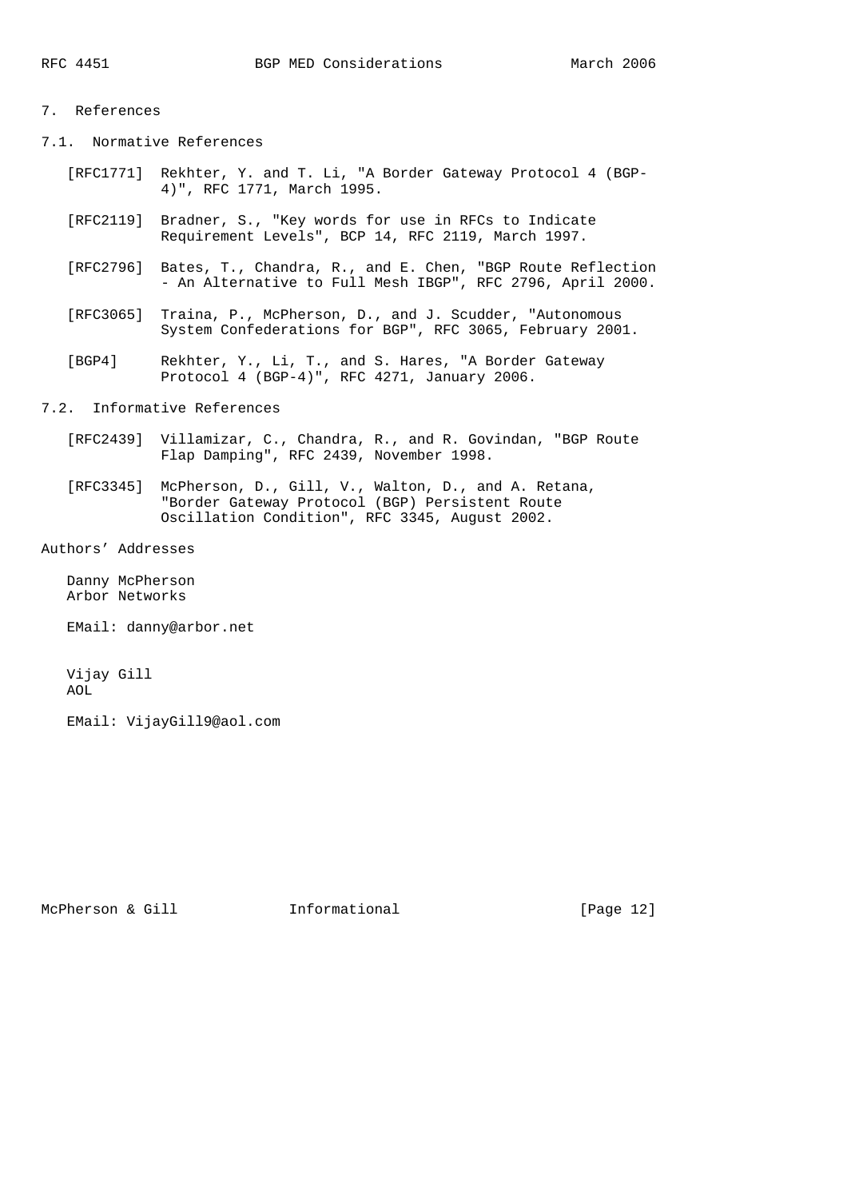## 7. References

### 7.1. Normative References

[RFC1771] Rekhter, Y. and T. Li, "A Border Gateway Protocol 4 (BGP-4)", RFC 1771, March 1995.

[RFC2119] Bradner, S., "Key words for use in RFCs to Indicate Requirement Levels", BCP 14, RFC 2119, March 1997.

[RFC2796] Bates, T., Chandra, R., and E. Chen, "BGP Route Reflection - An Alternative to Full Mesh IBGP", RFC 2796, April 2000.

[RFC3065] Traina, P., McPherson, D., and J. Scudder, "Autonomous System Confederations for BGP", RFC 3065, February 2001.

[BGP4] Rekhter, Y., Li, T., and S. Hares, "A Border Gateway Protocol 4 (BGP-4)", RFC 4271, January 2006.

### 7.2. Informative References

[RFC2439] Villamizar, C., Chandra, R., and R. Govindan, "BGP Route Flap Damping", RFC 2439, November 1998.

[RFC3345] McPherson, D., Gill, V., Walton, D., and A. Retana, "Border Gateway Protocol (BGP) Persistent Route Oscillation Condition", RFC 3345, August 2002.

## Authors' Addresses

Danny McPherson
Arbor Networks

EMail: danny@arbor.net

Vijay Gill
AOL

EMail: VijayGill9@aol.com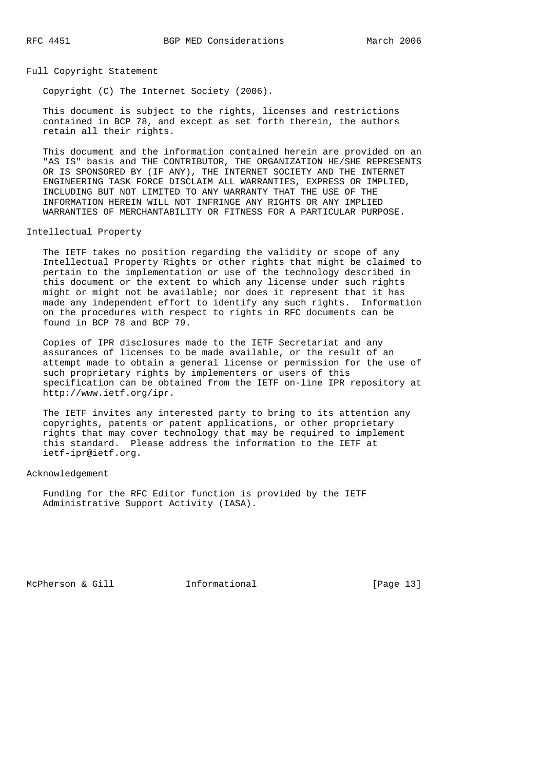## Full Copyright Statement

Copyright (C) The Internet Society (2006).

This document is subject to the rights, licenses and restrictions contained in BCP 78, and except as set forth therein, the authors retain all their rights.

This document and the information contained herein are provided on an "AS IS" basis and THE CONTRIBUTOR, THE ORGANIZATION HE/SHE REPRESENTS OR IS SPONSORED BY (IF ANY), THE INTERNET SOCIETY AND THE INTERNET ENGINEERING TASK FORCE DISCLAIM ALL WARRANTIES, EXPRESS OR IMPLIED, INCLUDING BUT NOT LIMITED TO ANY WARRANTY THAT THE USE OF THE INFORMATION HEREIN WILL NOT INFRINGE ANY RIGHTS OR ANY IMPLIED WARRANTIES OF MERCHANTABILITY OR FITNESS FOR A PARTICULAR PURPOSE.

## Intellectual Property

The IETF takes no position regarding the validity or scope of any Intellectual Property Rights or other rights that might be claimed to pertain to the implementation or use of the technology described in this document or the extent to which any license under such rights might or might not be available; nor does it represent that it has made any independent effort to identify any such rights. Information on the procedures with respect to rights in RFC documents can be found in BCP 78 and BCP 79.

Copies of IPR disclosures made to the IETF Secretariat and any assurances of licenses to be made available, or the result of an attempt made to obtain a general license or permission for the use of such proprietary rights by implementers or users of this specification can be obtained from the IETF on-line IPR repository at http://www.ietf.org/ipr.

The IETF invites any interested party to bring to its attention any copyrights, patents or patent applications, or other proprietary rights that may cover technology that may be required to implement this standard. Please address the information to the IETF at ietf-ipr@ietf.org.

## Acknowledgement

Funding for the RFC Editor function is provided by the IETF Administrative Support Activity (IASA).